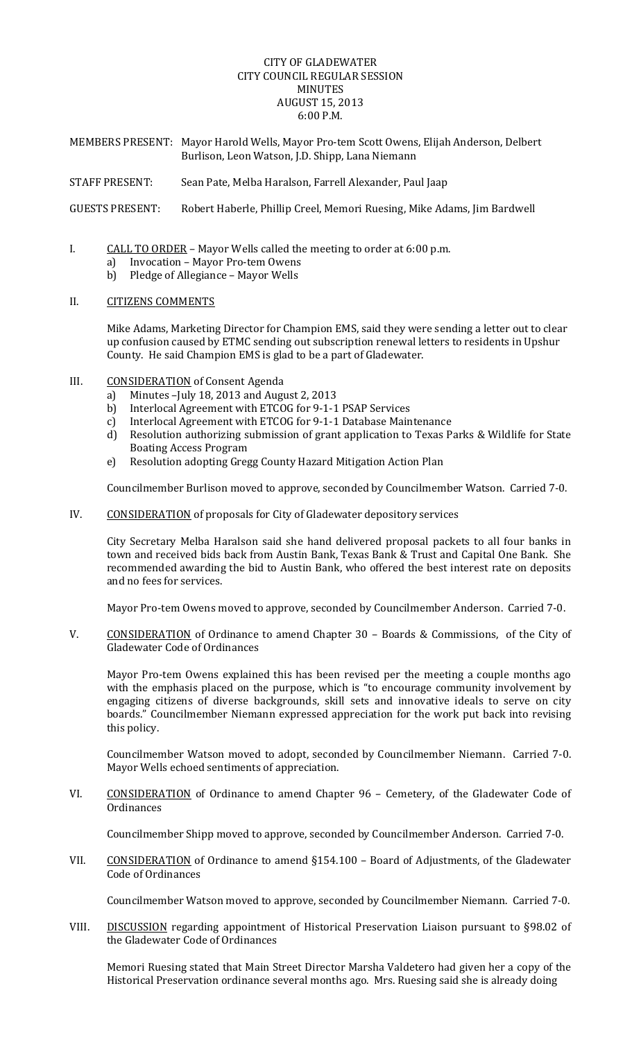CITY OF GLADEWATER
CITY COUNCIL REGULAR SESSION
MINUTES
AUGUST 15, 2013
6:00 P.M.

MEMBERS PRESENT: Mayor Harold Wells, Mayor Pro-tem Scott Owens, Elijah Anderson, Delbert Burlison, Leon Watson, J.D. Shipp, Lana Niemann

STAFF PRESENT: Sean Pate, Melba Haralson, Farrell Alexander, Paul Jaap

GUESTS PRESENT: Robert Haberle, Phillip Creel, Memori Ruesing, Mike Adams, Jim Bardwell

I. CALL TO ORDER – Mayor Wells called the meeting to order at 6:00 p.m.
   a) Invocation – Mayor Pro-tem Owens
   b) Pledge of Allegiance – Mayor Wells

II. CITIZENS COMMENTS

Mike Adams, Marketing Director for Champion EMS, said they were sending a letter out to clear up confusion caused by ETMC sending out subscription renewal letters to residents in Upshur County. He said Champion EMS is glad to be a part of Gladewater.

III. CONSIDERATION of Consent Agenda
   a) Minutes –July 18, 2013 and August 2, 2013
   b) Interlocal Agreement with ETCOG for 9-1-1 PSAP Services
   c) Interlocal Agreement with ETCOG for 9-1-1 Database Maintenance
   d) Resolution authorizing submission of grant application to Texas Parks & Wildlife for State Boating Access Program
   e) Resolution adopting Gregg County Hazard Mitigation Action Plan

Councilmember Burlison moved to approve, seconded by Councilmember Watson. Carried 7-0.

IV. CONSIDERATION of proposals for City of Gladewater depository services

City Secretary Melba Haralson said she hand delivered proposal packets to all four banks in town and received bids back from Austin Bank, Texas Bank & Trust and Capital One Bank. She recommended awarding the bid to Austin Bank, who offered the best interest rate on deposits and no fees for services.

Mayor Pro-tem Owens moved to approve, seconded by Councilmember Anderson. Carried 7-0.

V. CONSIDERATION of Ordinance to amend Chapter 30 – Boards & Commissions, of the City of Gladewater Code of Ordinances

Mayor Pro-tem Owens explained this has been revised per the meeting a couple months ago with the emphasis placed on the purpose, which is "to encourage community involvement by engaging citizens of diverse backgrounds, skill sets and innovative ideals to serve on city boards." Councilmember Niemann expressed appreciation for the work put back into revising this policy.

Councilmember Watson moved to adopt, seconded by Councilmember Niemann. Carried 7-0. Mayor Wells echoed sentiments of appreciation.

VI. CONSIDERATION of Ordinance to amend Chapter 96 – Cemetery, of the Gladewater Code of Ordinances

Councilmember Shipp moved to approve, seconded by Councilmember Anderson. Carried 7-0.

VII. CONSIDERATION of Ordinance to amend §154.100 – Board of Adjustments, of the Gladewater Code of Ordinances

Councilmember Watson moved to approve, seconded by Councilmember Niemann. Carried 7-0.

VIII. DISCUSSION regarding appointment of Historical Preservation Liaison pursuant to §98.02 of the Gladewater Code of Ordinances

Memori Ruesing stated that Main Street Director Marsha Valdetero had given her a copy of the Historical Preservation ordinance several months ago. Mrs. Ruesing said she is already doing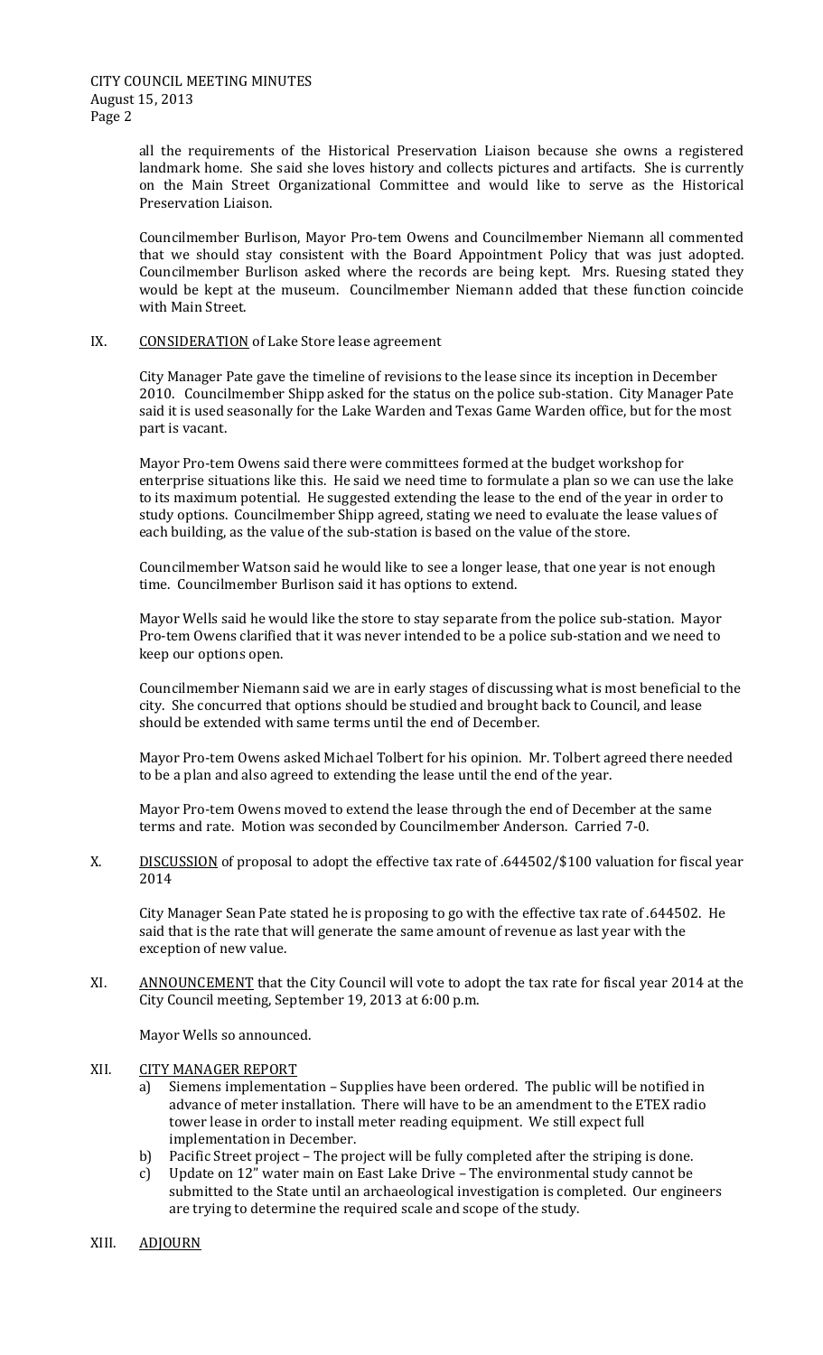all the requirements of the Historical Preservation Liaison because she owns a registered landmark home. She said she loves history and collects pictures and artifacts. She is currently on the Main Street Organizational Committee and would like to serve as the Historical Preservation Liaison.

Councilmember Burlison, Mayor Pro-tem Owens and Councilmember Niemann all commented that we should stay consistent with the Board Appointment Policy that was just adopted. Councilmember Burlison asked where the records are being kept. Mrs. Ruesing stated they would be kept at the museum. Councilmember Niemann added that these function coincide with Main Street.

IX. CONSIDERATION of Lake Store lease agreement

City Manager Pate gave the timeline of revisions to the lease since its inception in December 2010. Councilmember Shipp asked for the status on the police sub-station. City Manager Pate said it is used seasonally for the Lake Warden and Texas Game Warden office, but for the most part is vacant.

Mayor Pro-tem Owens said there were committees formed at the budget workshop for enterprise situations like this. He said we need time to formulate a plan so we can use the lake to its maximum potential. He suggested extending the lease to the end of the year in order to study options. Councilmember Shipp agreed, stating we need to evaluate the lease values of each building, as the value of the sub-station is based on the value of the store.

Councilmember Watson said he would like to see a longer lease, that one year is not enough time. Councilmember Burlison said it has options to extend.

Mayor Wells said he would like the store to stay separate from the police sub-station. Mayor Pro-tem Owens clarified that it was never intended to be a police sub-station and we need to keep our options open.

Councilmember Niemann said we are in early stages of discussing what is most beneficial to the city. She concurred that options should be studied and brought back to Council, and lease should be extended with same terms until the end of December.

Mayor Pro-tem Owens asked Michael Tolbert for his opinion. Mr. Tolbert agreed there needed to be a plan and also agreed to extending the lease until the end of the year.

Mayor Pro-tem Owens moved to extend the lease through the end of December at the same terms and rate. Motion was seconded by Councilmember Anderson. Carried 7-0.

X. DISCUSSION of proposal to adopt the effective tax rate of .644502/$100 valuation for fiscal year 2014

City Manager Sean Pate stated he is proposing to go with the effective tax rate of .644502. He said that is the rate that will generate the same amount of revenue as last year with the exception of new value.

XI. ANNOUNCEMENT that the City Council will vote to adopt the tax rate for fiscal year 2014 at the City Council meeting, September 19, 2013 at 6:00 p.m.

Mayor Wells so announced.

XII. CITY MANAGER REPORT

a) Siemens implementation – Supplies have been ordered. The public will be notified in advance of meter installation. There will have to be an amendment to the ETEX radio tower lease in order to install meter reading equipment. We still expect full implementation in December.
b) Pacific Street project – The project will be fully completed after the striping is done.
c) Update on 12" water main on East Lake Drive – The environmental study cannot be submitted to the State until an archaeological investigation is completed. Our engineers are trying to determine the required scale and scope of the study.

XIII. ADJOURN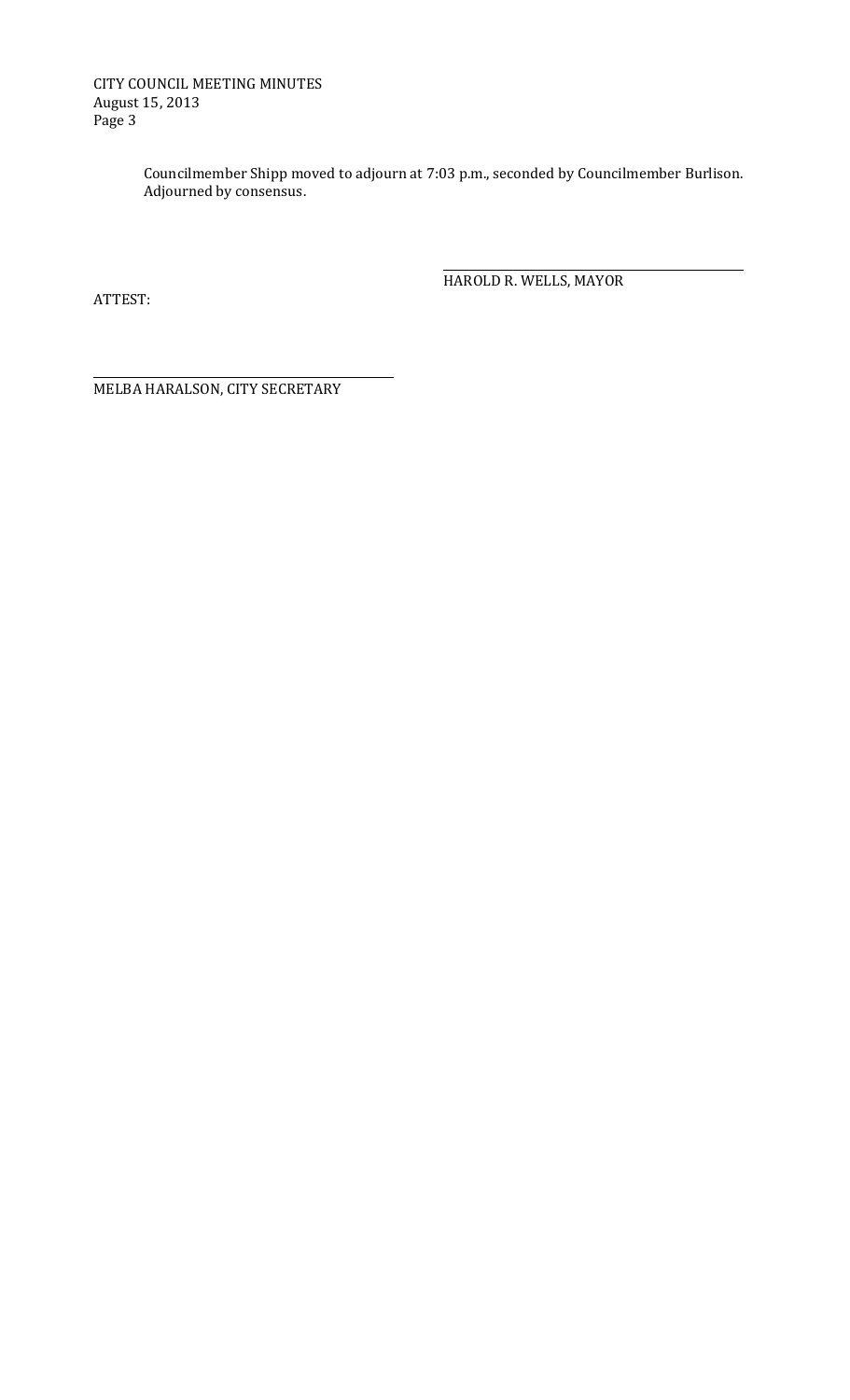Councilmember Shipp moved to adjourn at 7:03 p.m., seconded by Councilmember Burlison. Adjourned by consensus.

\_\_\_\_\_\_\_\_\_\_\_\_\_\_\_\_\_\_\_\_\_\_\_\_\_\_\_\_\_\_\_\_\_\_\_\_

HAROLD R. WELLS, MAYOR

ATTEST:

\_\_\_\_\_\_\_\_\_\_\_\_\_\_\_\_\_\_\_\_\_\_\_\_\_\_\_\_\_\_\_\_\_\_\_\_

MELBA HARALSON, CITY SECRETARY